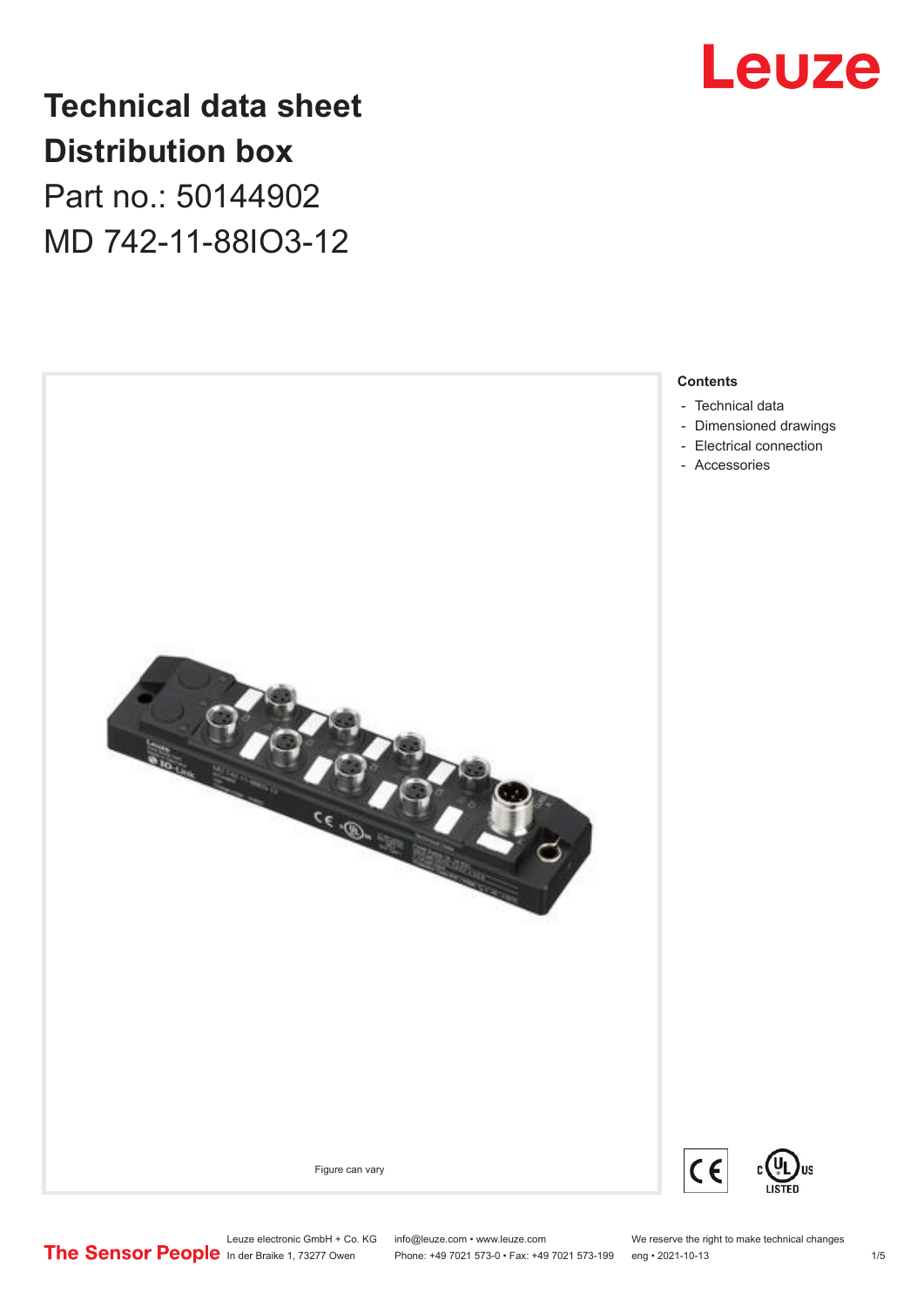# Technical data sheet
# Distribution box

Part no.: 50144902

MD 742-11-88IO3-12

Figure can vary

**Contents**

- Technical data
- Dimensioned drawings
- Electrical connection
- Accessories

Leuze electronic GmbH + Co. KG
In der Braike 1, 73277 Owen

info@leuze.com • www.leuze.com
Phone: +49 7021 573-0 • Fax: +49 7021 573-199

We reserve the right to make technical changes
eng • 2021-10-13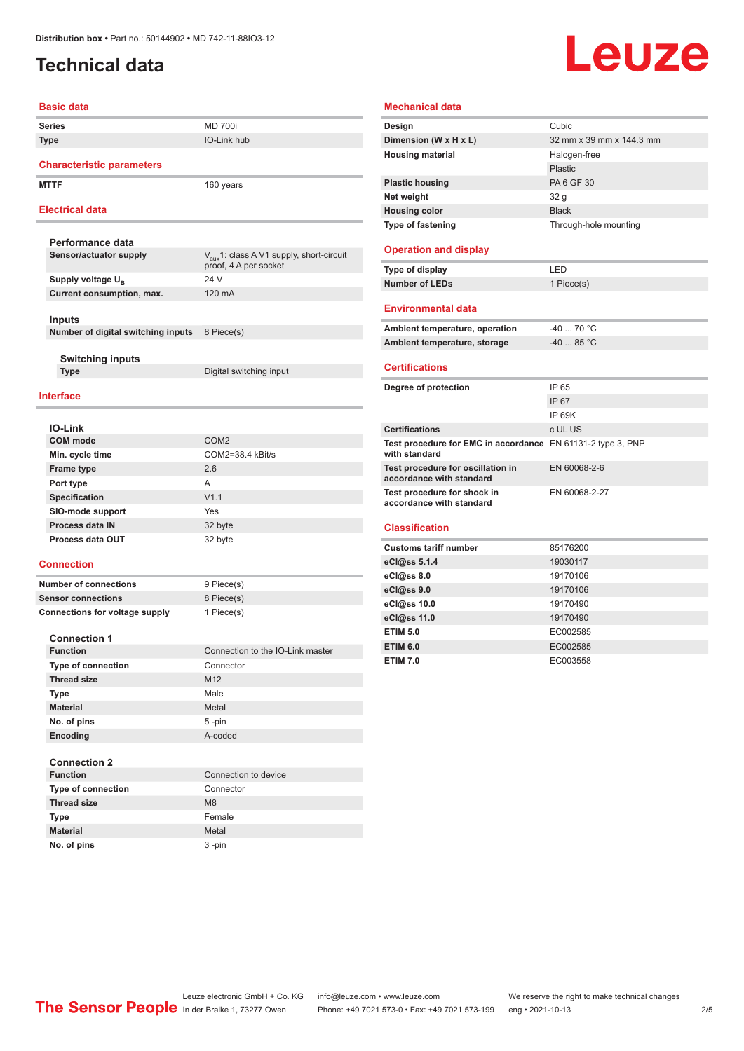Distribution box • Part no.: 50144902 • MD 742-11-88IO3-12

# Technical data

## Basic data

| | |
|---|---|
| **Series** | MD 700i |
| **Type** | IO-Link hub |

## Characteristic parameters

| | |
|---|---|
| **MTTF** | 160 years |

## Electrical data

### Performance data

| | |
|---|---|
| **Sensor/actuator supply** | $V_{aux}$1: class A V1 supply, short-circuit proof, 4 A per socket |
| **Supply voltage $U_B$** | 24 V |
| **Current consumption, max.** | 120 mA |

### Inputs

| | |
|---|---|
| **Number of digital switching inputs** | 8 Piece(s) |

#### Switching inputs

| | |
|---|---|
| **Type** | Digital switching input |

## Interface

### IO-Link

| | |
|---|---|
| **COM mode** | COM2 |
| **Min. cycle time** | COM2=38.4 kBit/s |
| **Frame type** | 2.6 |
| **Port type** | A |
| **Specification** | V1.1 |
| **SIO-mode support** | Yes |
| **Process data IN** | 32 byte |
| **Process data OUT** | 32 byte |

## Connection

| | |
|---|---|
| **Number of connections** | 9 Piece(s) |
| **Sensor connections** | 8 Piece(s) |
| **Connections for voltage supply** | 1 Piece(s) |

### Connection 1

| | |
|---|---|
| **Function** | Connection to the IO-Link master |
| **Type of connection** | Connector |
| **Thread size** | M12 |
| **Type** | Male |
| **Material** | Metal |
| **No. of pins** | 5 -pin |
| **Encoding** | A-coded |

### Connection 2

| | |
|---|---|
| **Function** | Connection to device |
| **Type of connection** | Connector |
| **Thread size** | M8 |
| **Type** | Female |
| **Material** | Metal |
| **No. of pins** | 3 -pin |

## Mechanical data

| | |
|---|---|
| **Design** | Cubic |
| **Dimension (W x H x L)** | 32 mm x 39 mm x 144.3 mm |
| **Housing material** | Halogen-free |
| | Plastic |
| **Plastic housing** | PA 6 GF 30 |
| **Net weight** | 32 g |
| **Housing color** | Black |
| **Type of fastening** | Through-hole mounting |

## Operation and display

| | |
|---|---|
| **Type of display** | LED |
| **Number of LEDs** | 1 Piece(s) |

## Environmental data

| | |
|---|---|
| **Ambient temperature, operation** | -40 ... 70 °C |
| **Ambient temperature, storage** | -40 ... 85 °C |

## Certifications

| | |
|---|---|
| **Degree of protection** | IP 65 |
| | IP 67 |
| | IP 69K |
| **Certifications** | c UL US |
| **Test procedure for EMC in accordance with standard** | EN 61131-2 type 3, PNP |
| **Test procedure for oscillation in accordance with standard** | EN 60068-2-6 |
| **Test procedure for shock in accordance with standard** | EN 60068-2-27 |

## Classification

| | |
|---|---|
| **Customs tariff number** | 85176200 |
| **eCl@ss 5.1.4** | 19030117 |
| **eCl@ss 8.0** | 19170106 |
| **eCl@ss 9.0** | 19170106 |
| **eCl@ss 10.0** | 19170490 |
| **eCl@ss 11.0** | 19170490 |
| **ETIM 5.0** | EC002585 |
| **ETIM 6.0** | EC002585 |
| **ETIM 7.0** | EC003558 |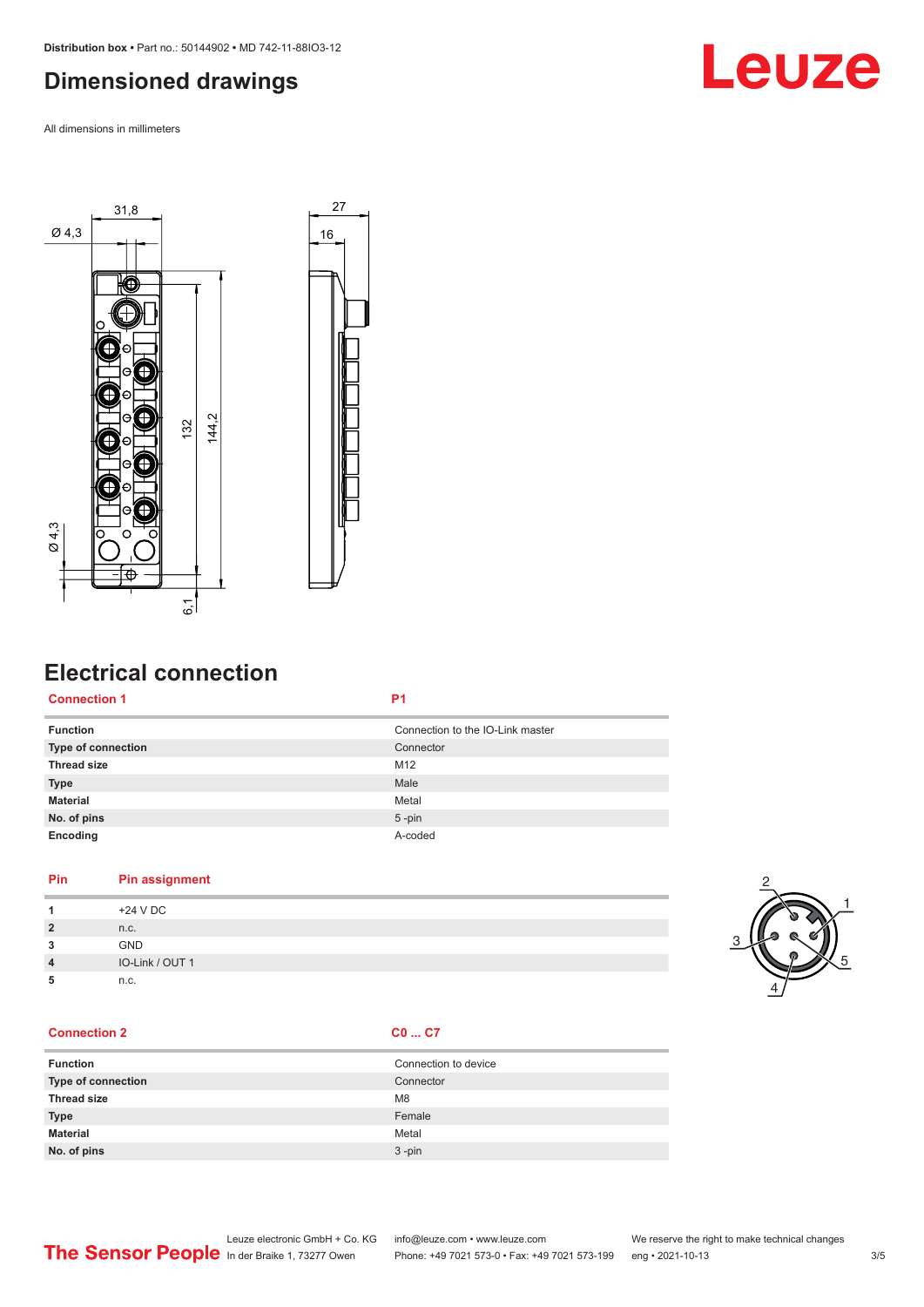# Dimensioned drawings

All dimensions in millimeters

# Electrical connection

| Connection 1 | P1 |
|---|---|
| Function | Connection to the IO-Link master |
| Type of connection | Connector |
| Thread size | M12 |
| Type | Male |
| Material | Metal |
| No. of pins | 5 -pin |
| Encoding | A-coded |

| Pin | Pin assignment |
|---|---|
| 1 | +24 V DC |
| 2 | n.c. |
| 3 | GND |
| 4 | IO-Link / OUT 1 |
| 5 | n.c. |

| Connection 2 | C0 ... C7 |
|---|---|
| Function | Connection to device |
| Type of connection | Connector |
| Thread size | M8 |
| Type | Female |
| Material | Metal |
| No. of pins | 3 -pin |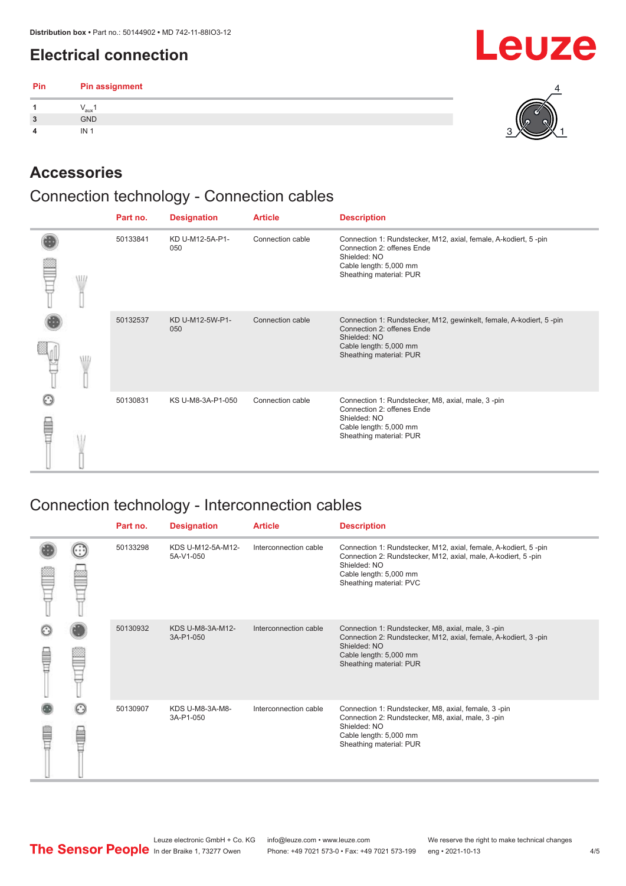## Electrical connection

| Pin | Pin assignment |
|---|---|
| 1 | $V_{aux}$ 1 |
| 3 | GND |
| 4 | IN 1 |

## Accessories

### Connection technology - Connection cables

| Part no. | Designation | Article | Description |
|---|---|---|---|
| 50133841 | KD U-M12-5A-P1-050 | Connection cable | Connection 1: Rundstecker, M12, axial, female, A-kodiert, 5 -pin<br>Connection 2: offenes Ende<br>Shielded: NO<br>Cable length: 5,000 mm<br>Sheathing material: PUR |
| 50132537 | KD U-M12-5W-P1-050 | Connection cable | Connection 1: Rundstecker, M12, gewinkelt, female, A-kodiert, 5 -pin<br>Connection 2: offenes Ende<br>Shielded: NO<br>Cable length: 5,000 mm<br>Sheathing material: PUR |
| 50130831 | KS U-M8-3A-P1-050 | Connection cable | Connection 1: Rundstecker, M8, axial, male, 3 -pin<br>Connection 2: offenes Ende<br>Shielded: NO<br>Cable length: 5,000 mm<br>Sheathing material: PUR |

### Connection technology - Interconnection cables

| Part no. | Designation | Article | Description |
|---|---|---|---|
| 50133298 | KDS U-M12-5A-M12-5A-V1-050 | Interconnection cable | Connection 1: Rundstecker, M12, axial, female, A-kodiert, 5 -pin<br>Connection 2: Rundstecker, M12, axial, male, A-kodiert, 5 -pin<br>Shielded: NO<br>Cable length: 5,000 mm<br>Sheathing material: PVC |
| 50130932 | KDS U-M8-3A-M12-3A-P1-050 | Interconnection cable | Connection 1: Rundstecker, M8, axial, male, 3 -pin<br>Connection 2: Rundstecker, M12, axial, female, A-kodiert, 3 -pin<br>Shielded: NO<br>Cable length: 5,000 mm<br>Sheathing material: PUR |
| 50130907 | KDS U-M8-3A-M8-3A-P1-050 | Interconnection cable | Connection 1: Rundstecker, M8, axial, female, 3 -pin<br>Connection 2: Rundstecker, M8, axial, male, 3 -pin<br>Shielded: NO<br>Cable length: 5,000 mm<br>Sheathing material: PUR |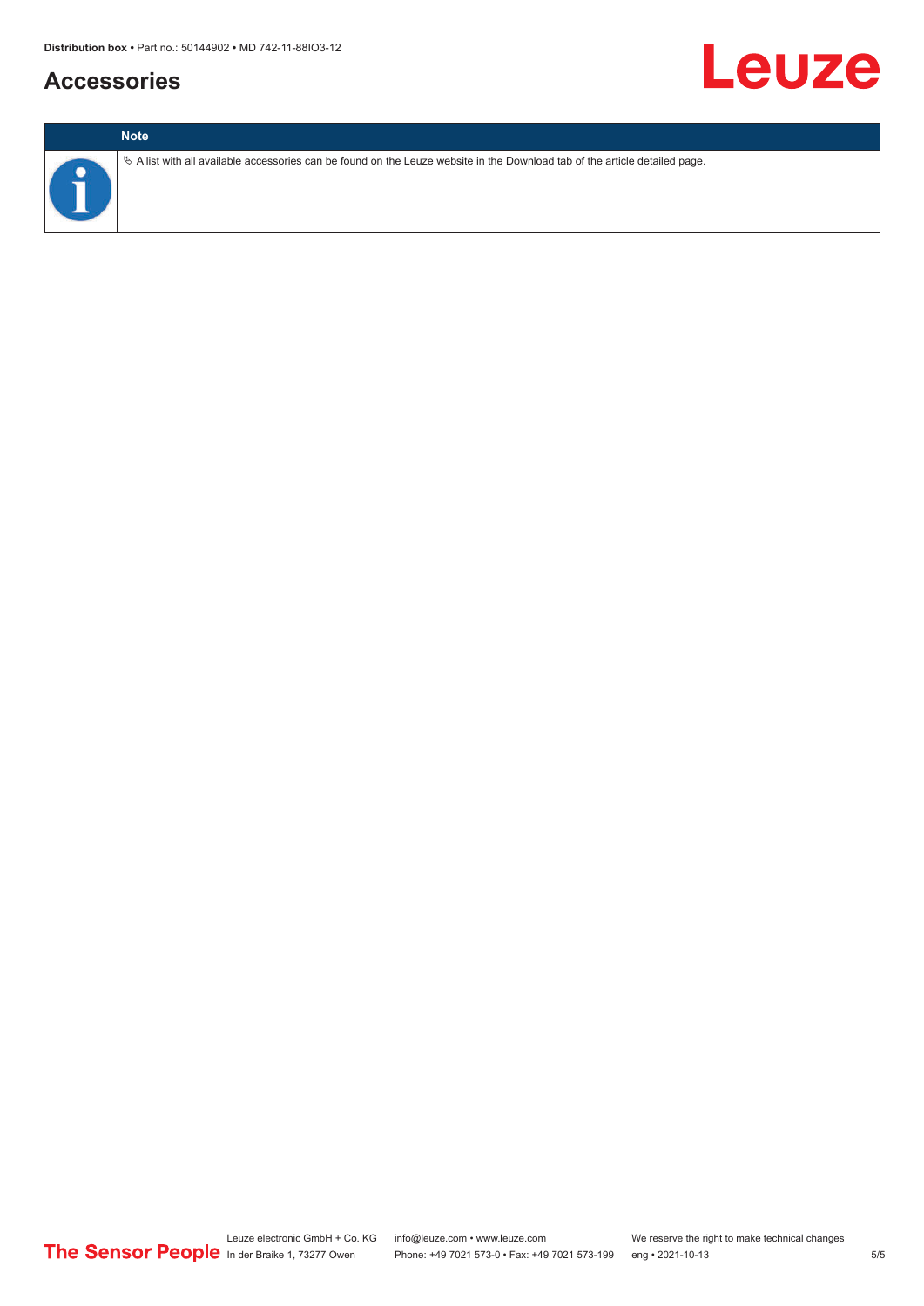# Accessories

| Note |
| --- |
| ↳ A list with all available accessories can be found on the Leuze website in the Download tab of the article detailed page. |